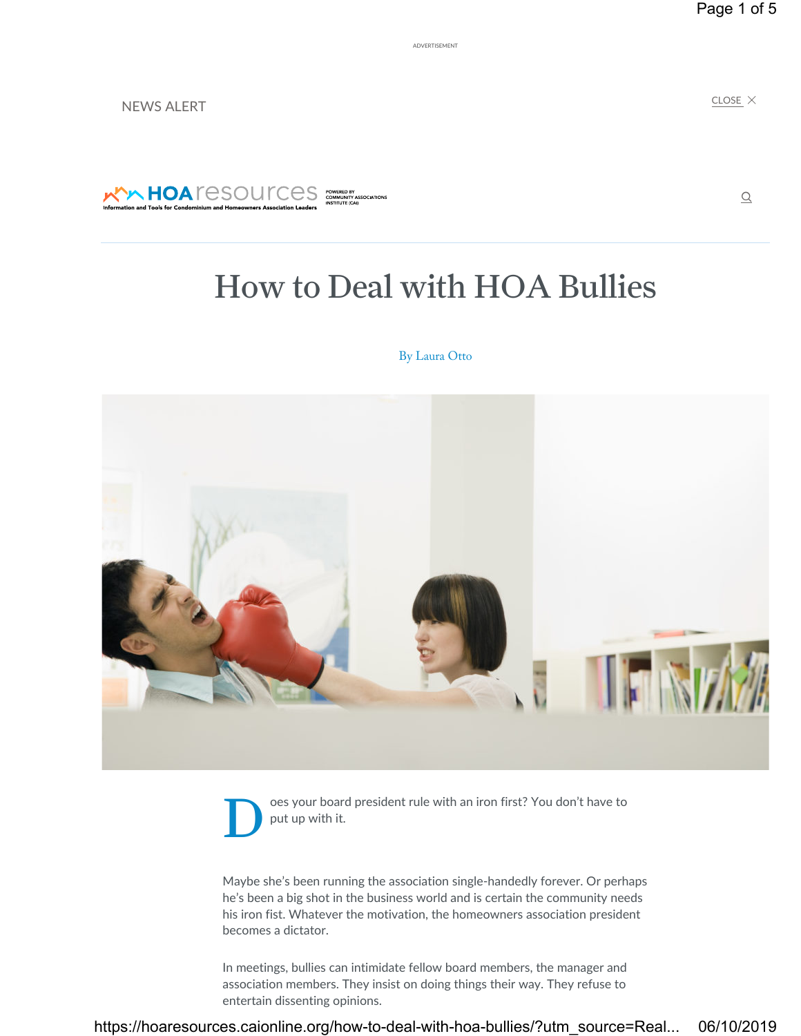ADVERTISEMENT

NEWS ALERT

CLOSE

HOAresources — Information and Tools for Condominium and Homeowners Association Leaders — POWERED BY COMMUNITY ASSOCIATIONS INSTITUTE (CAI)

# How to Deal with HOA Bullies

By Laura Otto

Does your board president rule with an iron first? You don't have to put up with it.

Maybe she's been running the association single-handedly forever. Or perhaps he's been a big shot in the business world and is certain the community needs his iron fist. Whatever the motivation, the homeowners association president becomes a dictator.

In meetings, bullies can intimidate fellow board members, the manager and association members. They insist on doing things their way. They refuse to entertain dissenting opinions.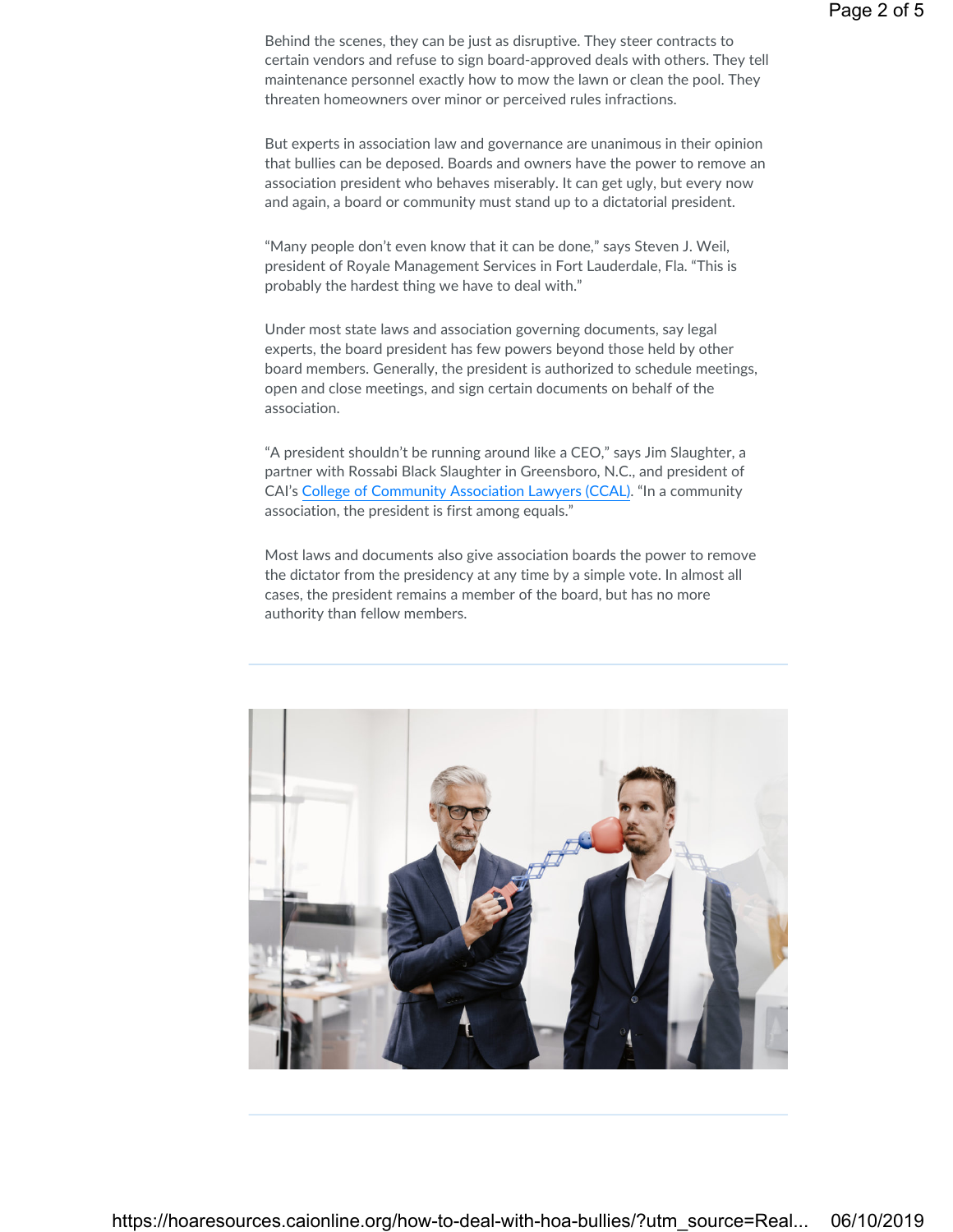Behind the scenes, they can be just as disruptive. They steer contracts to certain vendors and refuse to sign board-approved deals with others. They tell maintenance personnel exactly how to mow the lawn or clean the pool. They threaten homeowners over minor or perceived rules infractions.

But experts in association law and governance are unanimous in their opinion that bullies can be deposed. Boards and owners have the power to remove an association president who behaves miserably. It can get ugly, but every now and again, a board or community must stand up to a dictatorial president.

“Many people don’t even know that it can be done,” says Steven J. Weil, president of Royale Management Services in Fort Lauderdale, Fla. “This is probably the hardest thing we have to deal with.”

Under most state laws and association governing documents, say legal experts, the board president has few powers beyond those held by other board members. Generally, the president is authorized to schedule meetings, open and close meetings, and sign certain documents on behalf of the association.

“A president shouldn’t be running around like a CEO,” says Jim Slaughter, a partner with Rossabi Black Slaughter in Greensboro, N.C., and president of CAI’s College of Community Association Lawyers (CCAL). “In a community association, the president is first among equals.”

Most laws and documents also give association boards the power to remove the dictator from the presidency at any time by a simple vote. In almost all cases, the president remains a member of the board, but has no more authority than fellow members.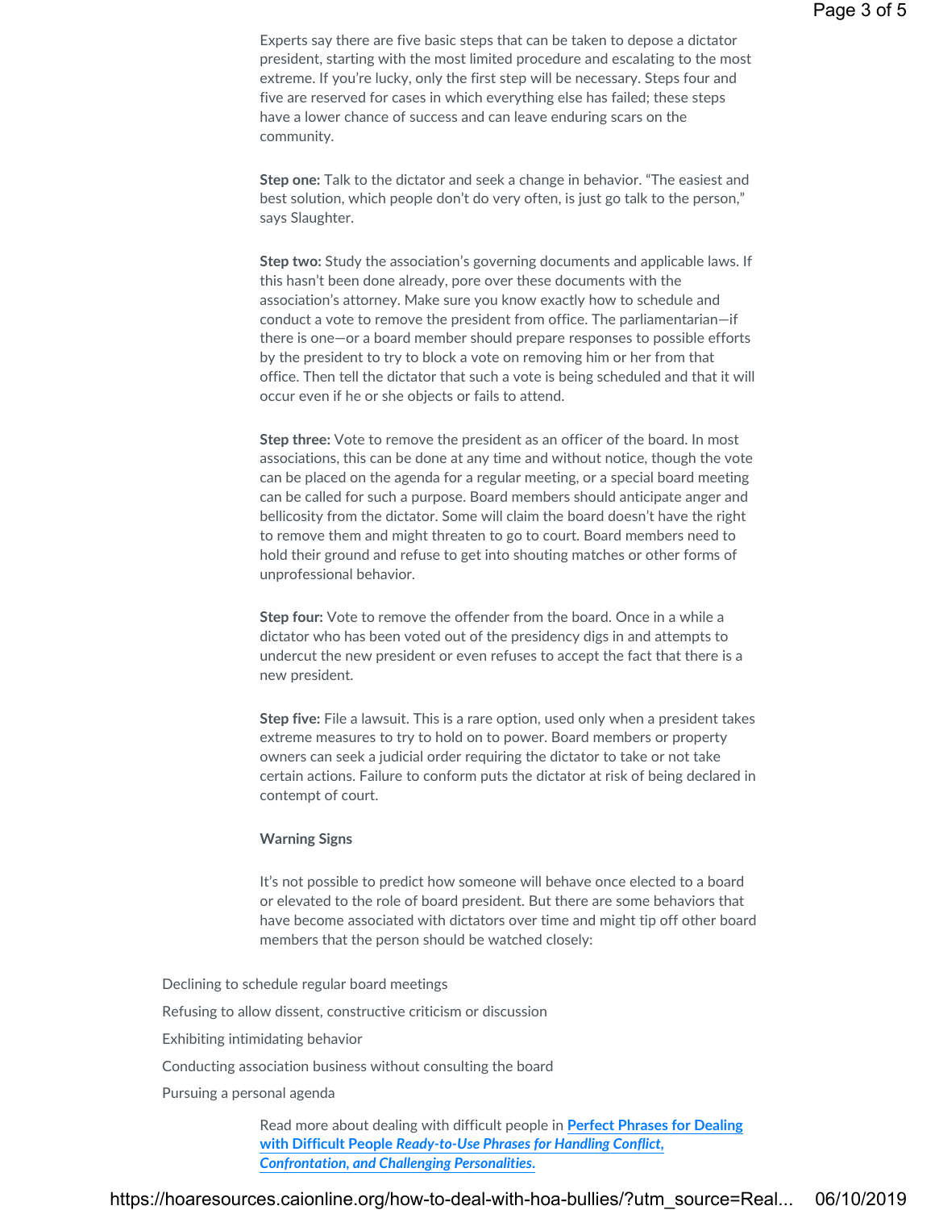Experts say there are five basic steps that can be taken to depose a dictator president, starting with the most limited procedure and escalating to the most extreme. If you're lucky, only the first step will be necessary. Steps four and five are reserved for cases in which everything else has failed; these steps have a lower chance of success and can leave enduring scars on the community.

**Step one:** Talk to the dictator and seek a change in behavior. "The easiest and best solution, which people don't do very often, is just go talk to the person," says Slaughter.

**Step two:** Study the association's governing documents and applicable laws. If this hasn't been done already, pore over these documents with the association's attorney. Make sure you know exactly how to schedule and conduct a vote to remove the president from office. The parliamentarian—if there is one—or a board member should prepare responses to possible efforts by the president to try to block a vote on removing him or her from that office. Then tell the dictator that such a vote is being scheduled and that it will occur even if he or she objects or fails to attend.

**Step three:** Vote to remove the president as an officer of the board. In most associations, this can be done at any time and without notice, though the vote can be placed on the agenda for a regular meeting, or a special board meeting can be called for such a purpose. Board members should anticipate anger and bellicosity from the dictator. Some will claim the board doesn't have the right to remove them and might threaten to go to court. Board members need to hold their ground and refuse to get into shouting matches or other forms of unprofessional behavior.

**Step four:** Vote to remove the offender from the board. Once in a while a dictator who has been voted out of the presidency digs in and attempts to undercut the new president or even refuses to accept the fact that there is a new president.

**Step five:** File a lawsuit. This is a rare option, used only when a president takes extreme measures to try to hold on to power. Board members or property owners can seek a judicial order requiring the dictator to take or not take certain actions. Failure to conform puts the dictator at risk of being declared in contempt of court.

**Warning Signs**

It's not possible to predict how someone will behave once elected to a board or elevated to the role of board president. But there are some behaviors that have become associated with dictators over time and might tip off other board members that the person should be watched closely:

- Declining to schedule regular board meetings
- Refusing to allow dissent, constructive criticism or discussion
- Exhibiting intimidating behavior
- Conducting association business without consulting the board
- Pursuing a personal agenda

Read more about dealing with difficult people in **Perfect Phrases for Dealing with Difficult People *Ready-to-Use Phrases for Handling Conflict, Confrontation, and Challenging Personalities.***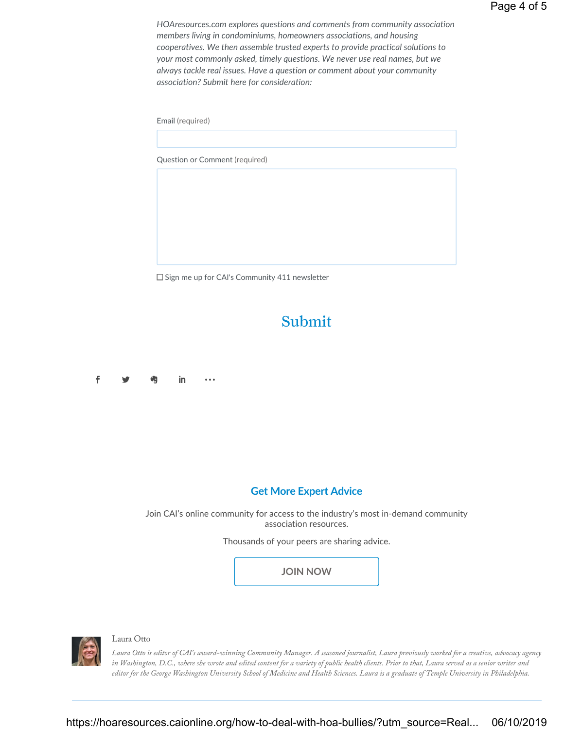*HOAresources.com explores questions and comments from community association members living in condominiums, homeowners associations, and housing cooperatives. We then assemble trusted experts to provide practical solutions to your most commonly asked, timely questions. We never use real names, but we always tackle real issues. Have a question or comment about your community association? Submit here for consideration:*

Email (required)

Question or Comment (required)

☐ Sign me up for CAI's Community 411 newsletter

Submit

## Get More Expert Advice

Join CAI's online community for access to the industry's most in-demand community association resources.

Thousands of your peers are sharing advice.

JOIN NOW

Laura Otto

*Laura Otto is editor of CAI's award-winning Community Manager. A seasoned journalist, Laura previously worked for a creative, advocacy agency in Washington, D.C., where she wrote and edited content for a variety of public health clients. Prior to that, Laura served as a senior writer and editor for the George Washington University School of Medicine and Health Sciences. Laura is a graduate of Temple University in Philadelphia.*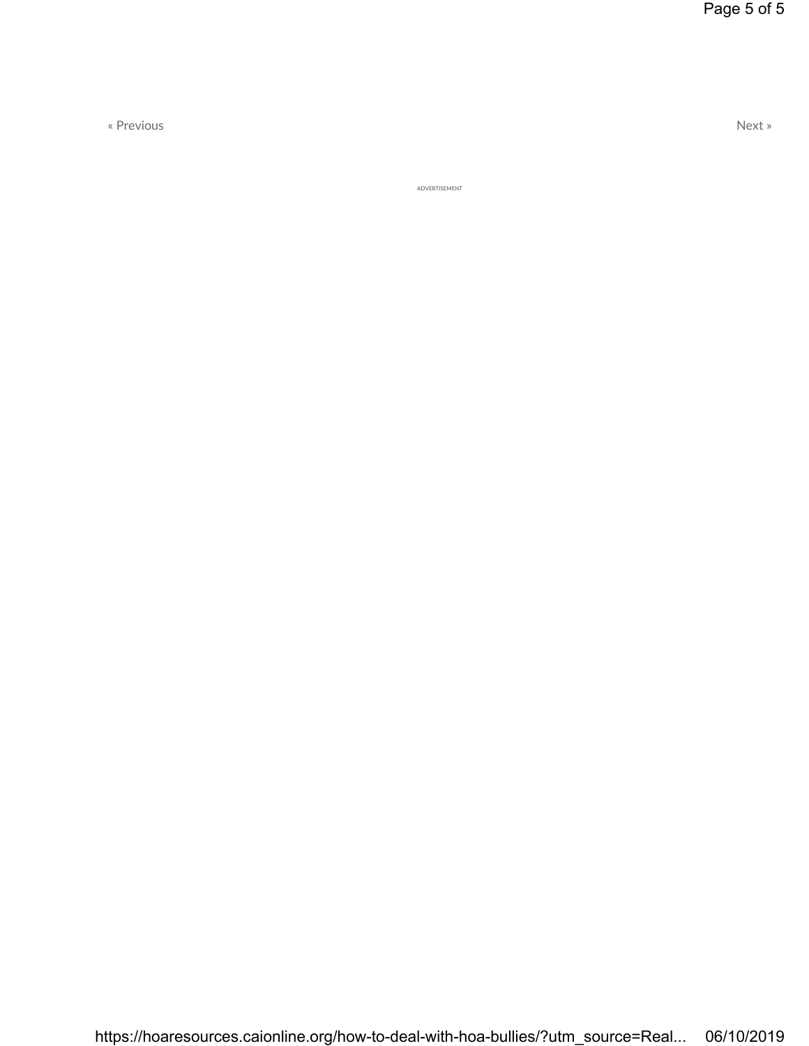« Previous Next »

ADVERTISEMENT